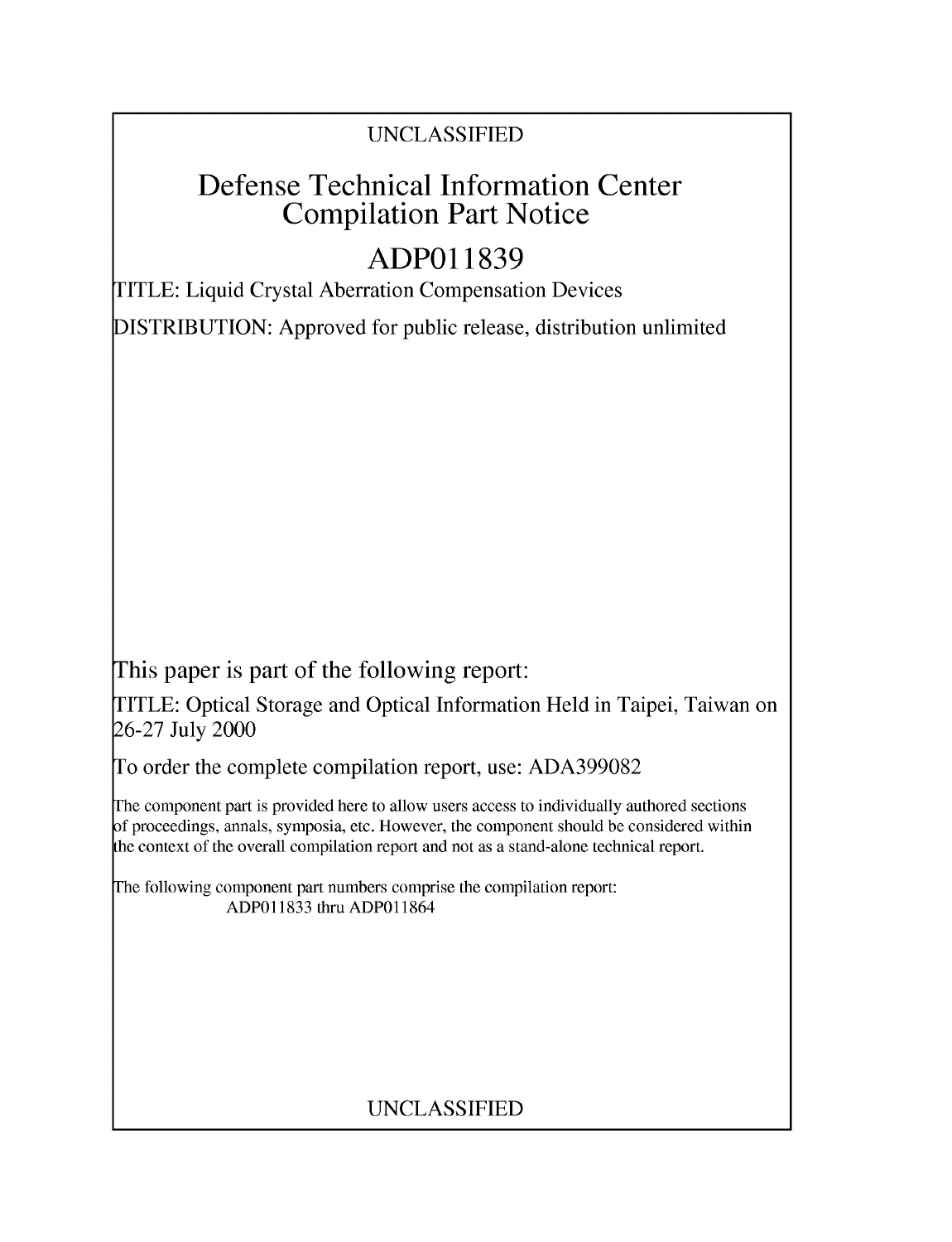UNCLASSIFIED

# Defense Technical Information Center Compilation Part Notice

# ADP011839

TITLE: Liquid Crystal Aberration Compensation Devices

DISTRIBUTION: Approved for public release, distribution unlimited

This paper is part of the following report:

TITLE: Optical Storage and Optical Information Held in Taipei, Taiwan on 26-27 July 2000

To order the complete compilation report, use: ADA399082

The component part is provided here to allow users access to individually authored sections of proceedings, annals, symposia, etc. However, the component should be considered within the context of the overall compilation report and not as a stand-alone technical report.

The following component part numbers comprise the compilation report:
ADP011833 thru ADP011864

UNCLASSIFIED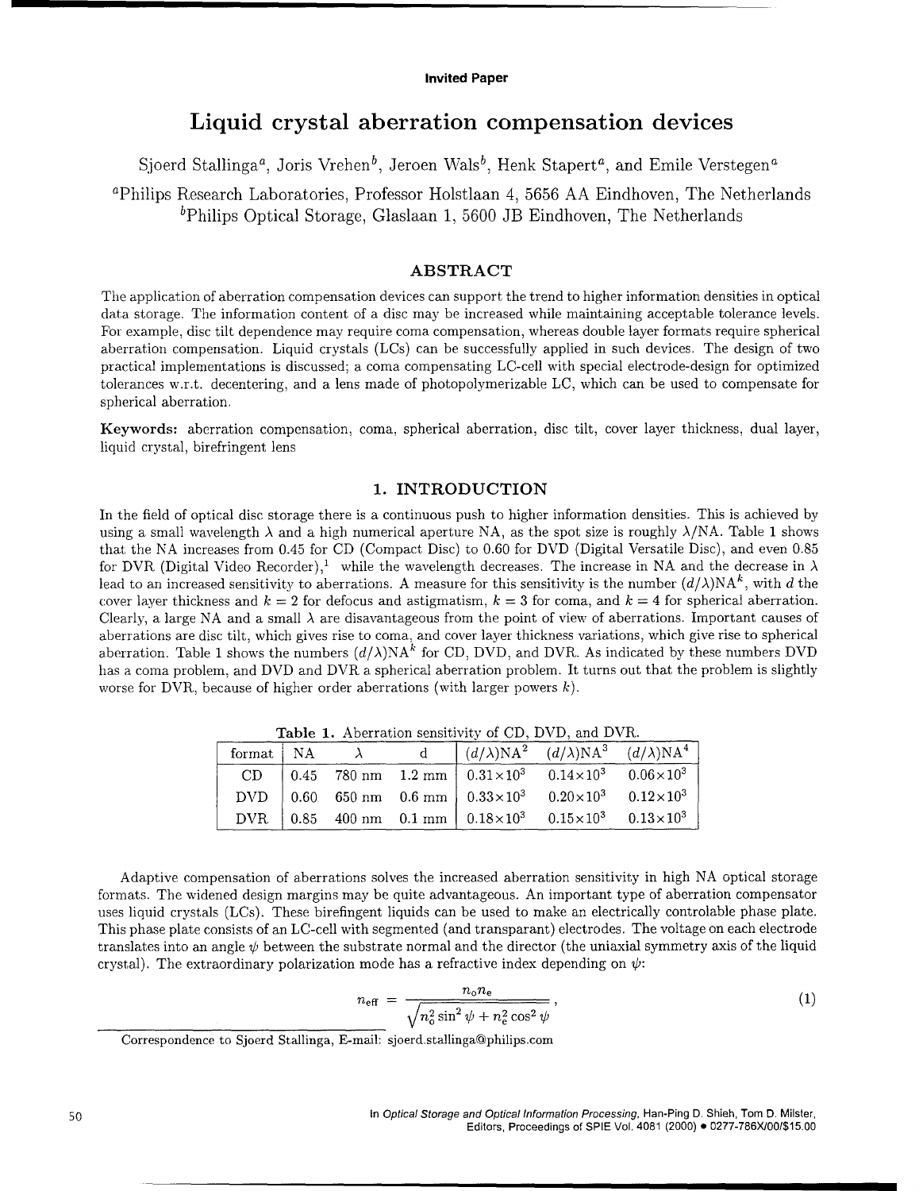Invited Paper

# Liquid crystal aberration compensation devices

Sjoerd Stallinga[a], Joris Vrehen[b], Jeroen Wals[b], Henk Stapert[a], and Emile Verstegen[a]

[a]Philips Research Laboratories, Professor Holstlaan 4, 5656 AA Eindhoven, The Netherlands
[b]Philips Optical Storage, Glaslaan 1, 5600 JB Eindhoven, The Netherlands

## ABSTRACT

The application of aberration compensation devices can support the trend to higher information densities in optical data storage. The information content of a disc may be increased while maintaining acceptable tolerance levels. For example, disc tilt dependence may require coma compensation, whereas double layer formats require spherical aberration compensation. Liquid crystals (LCs) can be successfully applied in such devices. The design of two practical implementations is discussed; a coma compensating LC-cell with special electrode-design for optimized tolerances w.r.t. decentering, and a lens made of photopolymerizable LC, which can be used to compensate for spherical aberration.

**Keywords:** aberration compensation, coma, spherical aberration, disc tilt, cover layer thickness, dual layer, liquid crystal, birefringent lens

## 1. INTRODUCTION

In the field of optical disc storage there is a continuous push to higher information densities. This is achieved by using a small wavelength $\lambda$ and a high numerical aperture NA, as the spot size is roughly $\lambda/\text{NA}$. Table 1 shows that the NA increases from 0.45 for CD (Compact Disc) to 0.60 for DVD (Digital Versatile Disc), and even 0.85 for DVR (Digital Video Recorder),[1] while the wavelength decreases. The increase in NA and the decrease in $\lambda$ lead to an increased sensitivity to aberrations. A measure for this sensitivity is the number $(d/\lambda)\text{NA}^k$, with $d$ the cover layer thickness and $k = 2$ for defocus and astigmatism, $k = 3$ for coma, and $k = 4$ for spherical aberration. Clearly, a large NA and a small $\lambda$ are disavantageous from the point of view of aberrations. Important causes of aberrations are disc tilt, which gives rise to coma, and cover layer thickness variations, which give rise to spherical aberration. Table 1 shows the numbers $(d/\lambda)\text{NA}^k$ for CD, DVD, and DVR. As indicated by these numbers DVD has a coma problem, and DVD and DVR a spherical aberration problem. It turns out that the problem is slightly worse for DVR, because of higher order aberrations (with larger powers $k$).

**Table 1.** Aberration sensitivity of CD, DVD, and DVR.

| format | NA | $\lambda$ | d | $(d/\lambda)\text{NA}^2$ | $(d/\lambda)\text{NA}^3$ | $(d/\lambda)\text{NA}^4$ |
|---|---|---|---|---|---|---|
| CD | 0.45 | 780 nm | 1.2 mm | $0.31\times10^3$ | $0.14\times10^3$ | $0.06\times10^3$ |
| DVD | 0.60 | 650 nm | 0.6 mm | $0.33\times10^3$ | $0.20\times10^3$ | $0.12\times10^3$ |
| DVR | 0.85 | 400 nm | 0.1 mm | $0.18\times10^3$ | $0.15\times10^3$ | $0.13\times10^3$ |

Adaptive compensation of aberrations solves the increased aberration sensitivity in high NA optical storage formats. The widened design margins may be quite advantageous. An important type of aberration compensator uses liquid crystals (LCs). These birefingent liquids can be used to make an electrically controlable phase plate. This phase plate consists of an LC-cell with segmented (and transparant) electrodes. The voltage on each electrode translates into an angle $\psi$ between the substrate normal and the director (the uniaxial symmetry axis of the liquid crystal). The extraordinary polarization mode has a refractive index depending on $\psi$:

$$n_{\text{eff}} = \frac{n_o n_e}{\sqrt{n_o^2 \sin^2 \psi + n_e^2 \cos^2 \psi}}, \tag{1}$$

Correspondence to Sjoerd Stallinga, E-mail: sjoerd.stallinga@philips.com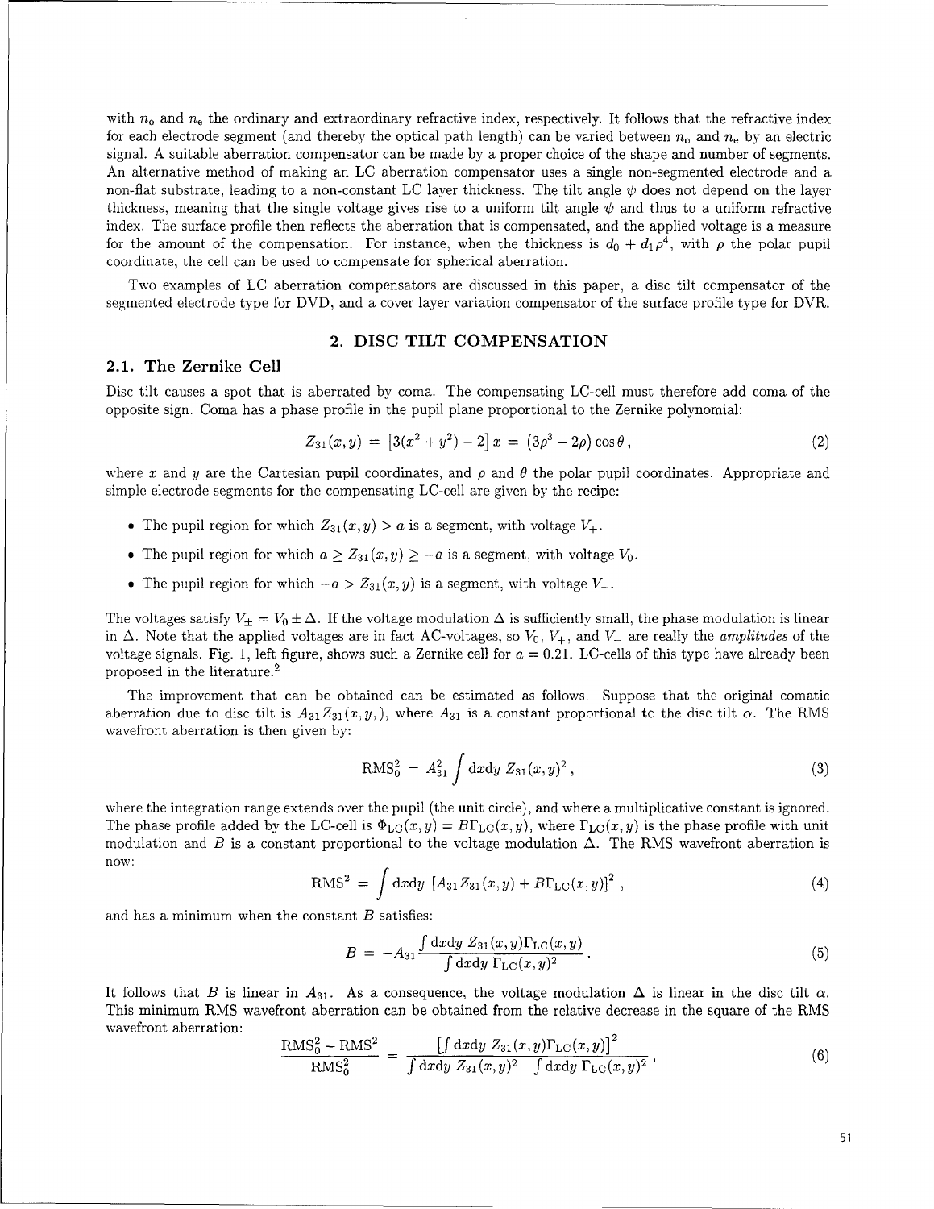with $n_o$ and $n_e$ the ordinary and extraordinary refractive index, respectively. It follows that the refractive index for each electrode segment (and thereby the optical path length) can be varied between $n_o$ and $n_e$ by an electric signal. A suitable aberration compensator can be made by a proper choice of the shape and number of segments. An alternative method of making an LC aberration compensator uses a single non-segmented electrode and a non-flat substrate, leading to a non-constant LC layer thickness. The tilt angle $\psi$ does not depend on the layer thickness, meaning that the single voltage gives rise to a uniform tilt angle $\psi$ and thus to a uniform refractive index. The surface profile then reflects the aberration that is compensated, and the applied voltage is a measure for the amount of the compensation. For instance, when the thickness is $d_0 + d_1\rho^4$, with $\rho$ the polar pupil coordinate, the cell can be used to compensate for spherical aberration.

Two examples of LC aberration compensators are discussed in this paper, a disc tilt compensator of the segmented electrode type for DVD, and a cover layer variation compensator of the surface profile type for DVR.

## 2. DISC TILT COMPENSATION

### 2.1. The Zernike Cell

Disc tilt causes a spot that is aberrated by coma. The compensating LC-cell must therefore add coma of the opposite sign. Coma has a phase profile in the pupil plane proportional to the Zernike polynomial:

$$Z_{31}(x,y) = \left[3(x^2+y^2)-2\right]x = \left(3\rho^3 - 2\rho\right)\cos\theta\,, \tag{2}$$

where $x$ and $y$ are the Cartesian pupil coordinates, and $\rho$ and $\theta$ the polar pupil coordinates. Appropriate and simple electrode segments for the compensating LC-cell are given by the recipe:

- The pupil region for which $Z_{31}(x,y) > a$ is a segment, with voltage $V_+$.
- The pupil region for which $a \geq Z_{31}(x,y) \geq -a$ is a segment, with voltage $V_0$.
- The pupil region for which $-a > Z_{31}(x,y)$ is a segment, with voltage $V_-$.

The voltages satisfy $V_\pm = V_0 \pm \Delta$. If the voltage modulation $\Delta$ is sufficiently small, the phase modulation is linear in $\Delta$. Note that the applied voltages are in fact AC-voltages, so $V_0$, $V_+$, and $V_-$ are really the *amplitudes* of the voltage signals. Fig. 1, left figure, shows such a Zernike cell for $a = 0.21$. LC-cells of this type have already been proposed in the literature.[2]

The improvement that can be obtained can be estimated as follows. Suppose that the original comatic aberration due to disc tilt is $A_{31}Z_{31}(x,y,)$, where $A_{31}$ is a constant proportional to the disc tilt $\alpha$. The RMS wavefront aberration is then given by:

$$\text{RMS}_0^2 = A_{31}^2 \int \text{d}x\text{d}y\; Z_{31}(x,y)^2\,, \tag{3}$$

where the integration range extends over the pupil (the unit circle), and where a multiplicative constant is ignored. The phase profile added by the LC-cell is $\Phi_{\text{LC}}(x,y) = B\Gamma_{\text{LC}}(x,y)$, where $\Gamma_{\text{LC}}(x,y)$ is the phase profile with unit modulation and $B$ is a constant proportional to the voltage modulation $\Delta$. The RMS wavefront aberration is now:

$$\text{RMS}^2 = \int \text{d}x\text{d}y\; \left[A_{31}Z_{31}(x,y) + B\Gamma_{\text{LC}}(x,y)\right]^2\,, \tag{4}$$

and has a minimum when the constant $B$ satisfies:

$$B = -A_{31}\frac{\int \text{d}x\text{d}y\; Z_{31}(x,y)\Gamma_{\text{LC}}(x,y)}{\int \text{d}x\text{d}y\; \Gamma_{\text{LC}}(x,y)^2}\,. \tag{5}$$

It follows that $B$ is linear in $A_{31}$. As a consequence, the voltage modulation $\Delta$ is linear in the disc tilt $\alpha$. This minimum RMS wavefront aberration can be obtained from the relative decrease in the square of the RMS wavefront aberration:

$$\frac{\text{RMS}_0^2 - \text{RMS}^2}{\text{RMS}_0^2} = \frac{\left[\int \text{d}x\text{d}y\; Z_{31}(x,y)\Gamma_{\text{LC}}(x,y)\right]^2}{\int \text{d}x\text{d}y\; Z_{31}(x,y)^2 \;\int \text{d}x\text{d}y\; \Gamma_{\text{LC}}(x,y)^2}\,, \tag{6}$$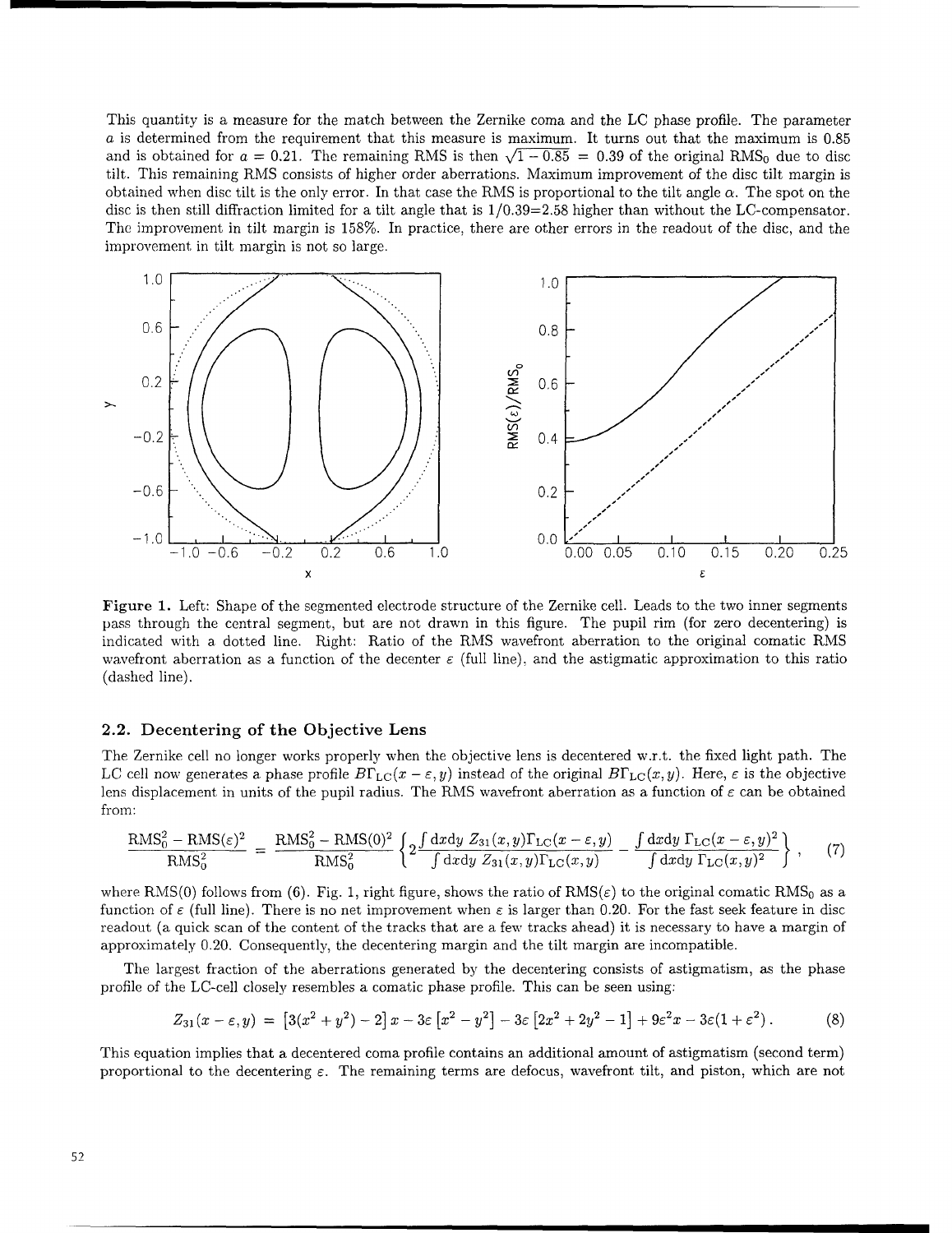This quantity is a measure for the match between the Zernike coma and the LC phase profile. The parameter $a$ is determined from the requirement that this measure is maximum. It turns out that the maximum is 0.85 and is obtained for $a = 0.21$. The remaining RMS is then $\sqrt{1-0.85} = 0.39$ of the original $\text{RMS}_0$ due to disc tilt. This remaining RMS consists of higher order aberrations. Maximum improvement of the disc tilt margin is obtained when disc tilt is the only error. In that case the RMS is proportional to the tilt angle $\alpha$. The spot on the disc is then still diffraction limited for a tilt angle that is $1/0.39{=}2.58$ higher than without the LC-compensator. The improvement in tilt margin is 158%. In practice, there are other errors in the readout of the disc, and the improvement in tilt margin is not so large.

**Figure 1.** Left: Shape of the segmented electrode structure of the Zernike cell. Leads to the two inner segments pass through the central segment, but are not drawn in this figure. The pupil rim (for zero decentering) is indicated with a dotted line. Right: Ratio of the RMS wavefront aberration to the original comatic RMS wavefront aberration as a function of the decenter $\varepsilon$ (full line), and the astigmatic approximation to this ratio (dashed line).

## 2.2. Decentering of the Objective Lens

The Zernike cell no longer works properly when the objective lens is decentered w.r.t. the fixed light path. The LC cell now generates a phase profile $B\Gamma_{\text{LC}}(x-\varepsilon, y)$ instead of the original $B\Gamma_{\text{LC}}(x,y)$. Here, $\varepsilon$ is the objective lens displacement in units of the pupil radius. The RMS wavefront aberration as a function of $\varepsilon$ can be obtained from:

$$\frac{\text{RMS}_0^2 - \text{RMS}(\varepsilon)^2}{\text{RMS}_0^2} = \frac{\text{RMS}_0^2 - \text{RMS}(0)^2}{\text{RMS}_0^2} \left\{ 2\frac{\int dxdy\ Z_{31}(x,y)\Gamma_{\text{LC}}(x-\varepsilon,y)}{\int dxdy\ Z_{31}(x,y)\Gamma_{\text{LC}}(x,y)} - \frac{\int dxdy\ \Gamma_{\text{LC}}(x-\varepsilon,y)^2}{\int dxdy\ \Gamma_{\text{LC}}(x,y)^2} \right\}, \tag{7}$$

where RMS(0) follows from (6). Fig. 1, right figure, shows the ratio of $\text{RMS}(\varepsilon)$ to the original comatic $\text{RMS}_0$ as a function of $\varepsilon$ (full line). There is no net improvement when $\varepsilon$ is larger than 0.20. For the fast seek feature in disc readout (a quick scan of the content of the tracks that are a few tracks ahead) it is necessary to have a margin of approximately 0.20. Consequently, the decentering margin and the tilt margin are incompatible.

The largest fraction of the aberrations generated by the decentering consists of astigmatism, as the phase profile of the LC-cell closely resembles a comatic phase profile. This can be seen using:

$$Z_{31}(x-\varepsilon,y) = \left[3(x^2+y^2)-2\right]x - 3\varepsilon\left[x^2-y^2\right] - 3\varepsilon\left[2x^2+2y^2-1\right] + 9\varepsilon^2 x - 3\varepsilon(1+\varepsilon^2). \tag{8}$$

This equation implies that a decentered coma profile contains an additional amount of astigmatism (second term) proportional to the decentering $\varepsilon$. The remaining terms are defocus, wavefront tilt, and piston, which are not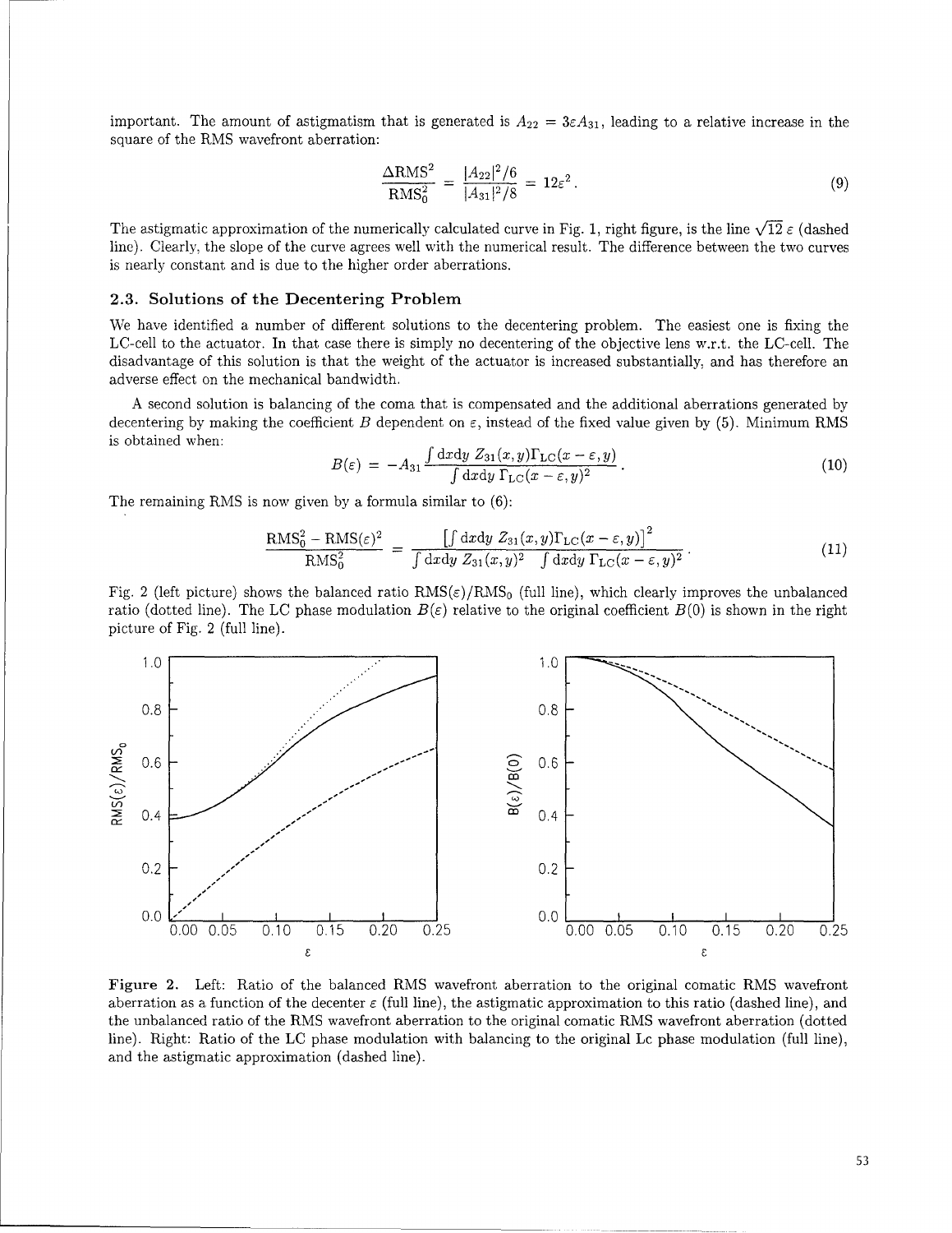important. The amount of astigmatism that is generated is $A_{22} = 3\varepsilon A_{31}$, leading to a relative increase in the square of the RMS wavefront aberration:

$$\frac{\Delta \text{RMS}^2}{\text{RMS}_0^2} = \frac{|A_{22}|^2/6}{|A_{31}|^2/8} = 12\varepsilon^2 . \tag{9}$$

The astigmatic approximation of the numerically calculated curve in Fig. 1, right figure, is the line $\sqrt{12}\,\varepsilon$ (dashed line). Clearly, the slope of the curve agrees well with the numerical result. The difference between the two curves is nearly constant and is due to the higher order aberrations.

### 2.3. Solutions of the Decentering Problem

We have identified a number of different solutions to the decentering problem. The easiest one is fixing the LC-cell to the actuator. In that case there is simply no decentering of the objective lens w.r.t. the LC-cell. The disadvantage of this solution is that the weight of the actuator is increased substantially, and has therefore an adverse effect on the mechanical bandwidth.

A second solution is balancing of the coma that is compensated and the additional aberrations generated by decentering by making the coefficient $B$ dependent on $\varepsilon$, instead of the fixed value given by (5). Minimum RMS is obtained when:

$$B(\varepsilon) = -A_{31} \frac{\int dxdy\; Z_{31}(x,y)\Gamma_{\text{LC}}(x-\varepsilon,y)}{\int dxdy\; \Gamma_{\text{LC}}(x-\varepsilon,y)^2} . \tag{10}$$

The remaining RMS is now given by a formula similar to (6):

$$\frac{\text{RMS}_0^2 - \text{RMS}(\varepsilon)^2}{\text{RMS}_0^2} = \frac{\left[\int dxdy\; Z_{31}(x,y)\Gamma_{\text{LC}}(x-\varepsilon,y)\right]^2}{\int dxdy\; Z_{31}(x,y)^2 \;\; \int dxdy\; \Gamma_{\text{LC}}(x-\varepsilon,y)^2} . \tag{11}$$

Fig. 2 (left picture) shows the balanced ratio $\text{RMS}(\varepsilon)/\text{RMS}_0$ (full line), which clearly improves the unbalanced ratio (dotted line). The LC phase modulation $B(\varepsilon)$ relative to the original coefficient $B(0)$ is shown in the right picture of Fig. 2 (full line).

**Figure 2.** Left: Ratio of the balanced RMS wavefront aberration to the original comatic RMS wavefront aberration as a function of the decenter $\varepsilon$ (full line), the astigmatic approximation to this ratio (dashed line), and the unbalanced ratio of the RMS wavefront aberration to the original comatic RMS wavefront aberration (dotted line). Right: Ratio of the LC phase modulation with balancing to the original Lc phase modulation (full line), and the astigmatic approximation (dashed line).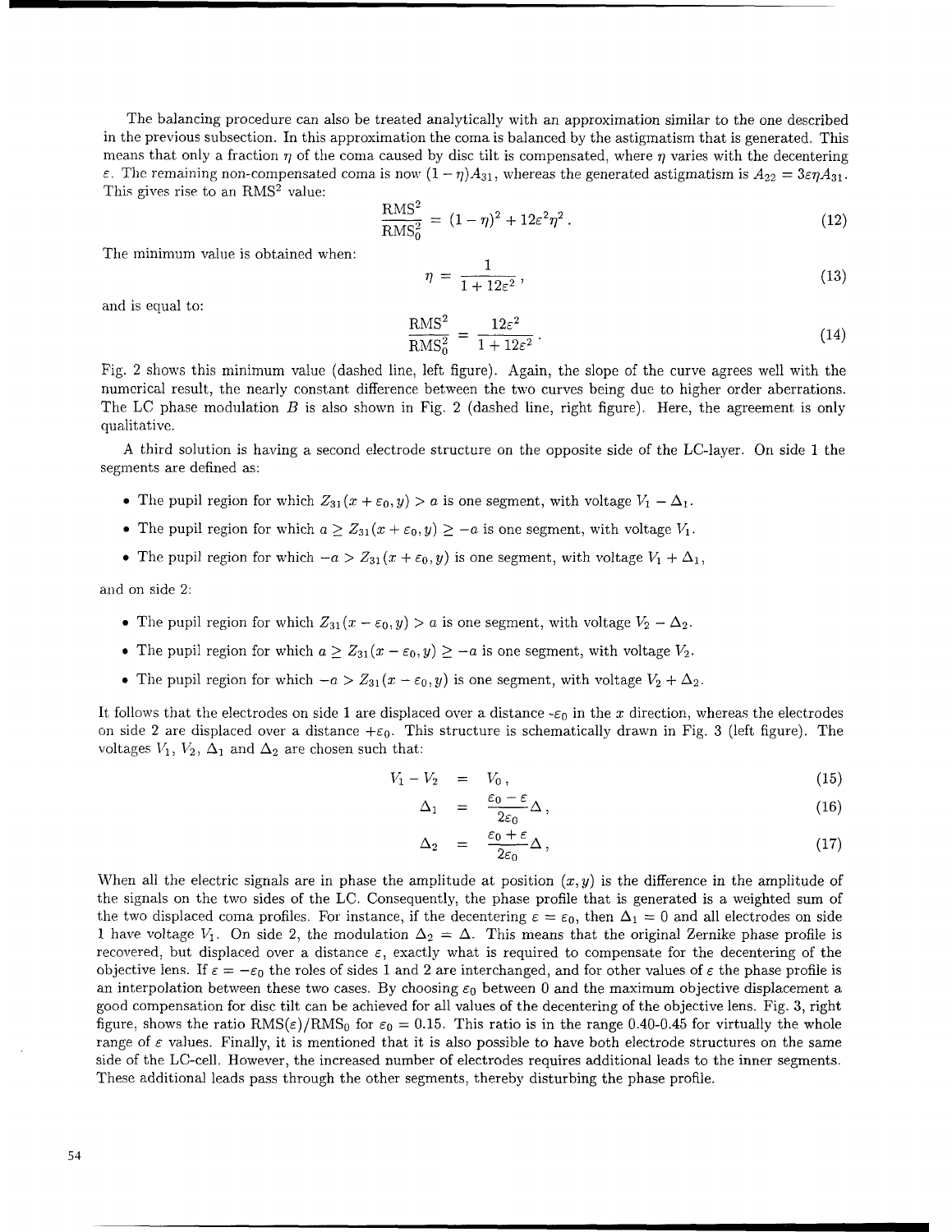The balancing procedure can also be treated analytically with an approximation similar to the one described in the previous subsection. In this approximation the coma is balanced by the astigmatism that is generated. This means that only a fraction $\eta$ of the coma caused by disc tilt is compensated, where $\eta$ varies with the decentering $\varepsilon$. The remaining non-compensated coma is now $(1-\eta)A_{31}$, whereas the generated astigmatism is $A_{22} = 3\varepsilon\eta A_{31}$. This gives rise to an $\text{RMS}^2$ value:

$$\frac{\text{RMS}^2}{\text{RMS}_0^2} = (1-\eta)^2 + 12\varepsilon^2\eta^2 . \tag{12}$$

The minimum value is obtained when:

$$\eta = \frac{1}{1+12\varepsilon^2} , \tag{13}$$

and is equal to:

$$\frac{\text{RMS}^2}{\text{RMS}_0^2} = \frac{12\varepsilon^2}{1+12\varepsilon^2} . \tag{14}$$

Fig. 2 shows this minimum value (dashed line, left figure). Again, the slope of the curve agrees well with the numerical result, the nearly constant difference between the two curves being due to higher order aberrations. The LC phase modulation $B$ is also shown in Fig. 2 (dashed line, right figure). Here, the agreement is only qualitative.

A third solution is having a second electrode structure on the opposite side of the LC-layer. On side 1 the segments are defined as:

- The pupil region for which $Z_{31}(x+\varepsilon_0, y) > a$ is one segment, with voltage $V_1 - \Delta_1$.
- The pupil region for which $a \geq Z_{31}(x+\varepsilon_0, y) \geq -a$ is one segment, with voltage $V_1$.
- The pupil region for which $-a > Z_{31}(x+\varepsilon_0, y)$ is one segment, with voltage $V_1 + \Delta_1$,

and on side 2:

- The pupil region for which $Z_{31}(x-\varepsilon_0, y) > a$ is one segment, with voltage $V_2 - \Delta_2$.
- The pupil region for which $a \geq Z_{31}(x-\varepsilon_0, y) \geq -a$ is one segment, with voltage $V_2$.
- The pupil region for which $-a > Z_{31}(x-\varepsilon_0, y)$ is one segment, with voltage $V_2 + \Delta_2$.

It follows that the electrodes on side 1 are displaced over a distance $-\varepsilon_0$ in the $x$ direction, whereas the electrodes on side 2 are displaced over a distance $+\varepsilon_0$. This structure is schematically drawn in Fig. 3 (left figure). The voltages $V_1$, $V_2$, $\Delta_1$ and $\Delta_2$ are chosen such that:

$$V_1 - V_2 = V_0 , \tag{15}$$

$$\Delta_1 = \frac{\varepsilon_0 - \varepsilon}{2\varepsilon_0}\Delta , \tag{16}$$

$$\Delta_2 = \frac{\varepsilon_0 + \varepsilon}{2\varepsilon_0}\Delta , \tag{17}$$

When all the electric signals are in phase the amplitude at position $(x, y)$ is the difference in the amplitude of the signals on the two sides of the LC. Consequently, the phase profile that is generated is a weighted sum of the two displaced coma profiles. For instance, if the decentering $\varepsilon = \varepsilon_0$, then $\Delta_1 = 0$ and all electrodes on side 1 have voltage $V_1$. On side 2, the modulation $\Delta_2 = \Delta$. This means that the original Zernike phase profile is recovered, but displaced over a distance $\varepsilon$, exactly what is required to compensate for the decentering of the objective lens. If $\varepsilon = -\varepsilon_0$ the roles of sides 1 and 2 are interchanged, and for other values of $\varepsilon$ the phase profile is an interpolation between these two cases. By choosing $\varepsilon_0$ between 0 and the maximum objective displacement a good compensation for disc tilt can be achieved for all values of the decentering of the objective lens. Fig. 3, right figure, shows the ratio $\text{RMS}(\varepsilon)/\text{RMS}_0$ for $\varepsilon_0 = 0.15$. This ratio is in the range 0.40-0.45 for virtually the whole range of $\varepsilon$ values. Finally, it is mentioned that it is also possible to have both electrode structures on the same side of the LC-cell. However, the increased number of electrodes requires additional leads to the inner segments. These additional leads pass through the other segments, thereby disturbing the phase profile.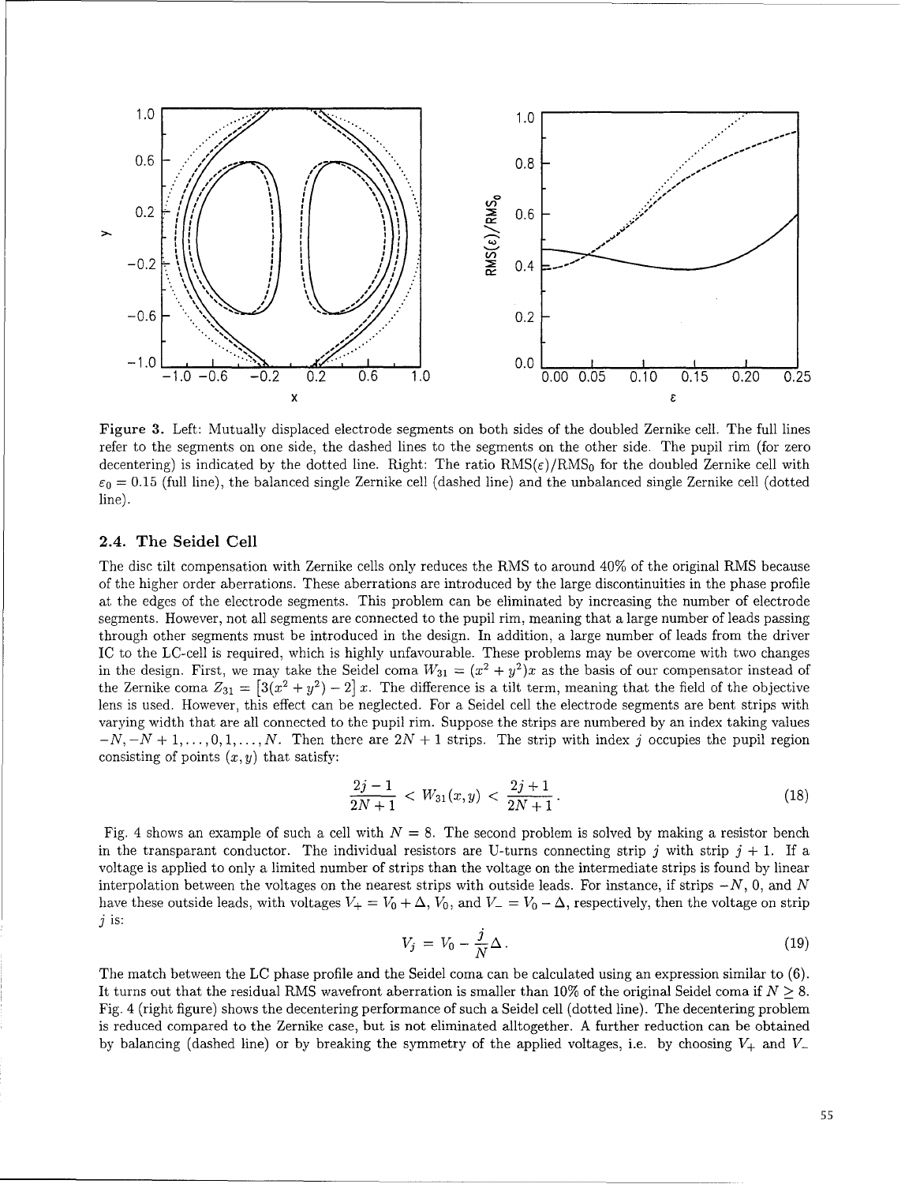Figure 3. Left: Mutually displaced electrode segments on both sides of the doubled Zernike cell. The full lines refer to the segments on one side, the dashed lines to the segments on the other side. The pupil rim (for zero decentering) is indicated by the dotted line. Right: The ratio $\mathrm{RMS}(\varepsilon)/\mathrm{RMS}_0$ for the doubled Zernike cell with $\varepsilon_0 = 0.15$ (full line), the balanced single Zernike cell (dashed line) and the unbalanced single Zernike cell (dotted line).

### 2.4. The Seidel Cell

The disc tilt compensation with Zernike cells only reduces the RMS to around 40% of the original RMS because of the higher order aberrations. These aberrations are introduced by the large discontinuities in the phase profile at the edges of the electrode segments. This problem can be eliminated by increasing the number of electrode segments. However, not all segments are connected to the pupil rim, meaning that a large number of leads passing through other segments must be introduced in the design. In addition, a large number of leads from the driver IC to the LC-cell is required, which is highly unfavourable. These problems may be overcome with two changes in the design. First, we may take the Seidel coma $W_{31} = (x^2 + y^2)x$ as the basis of our compensator instead of the Zernike coma $Z_{31} = \left[3(x^2 + y^2) - 2\right]x$. The difference is a tilt term, meaning that the field of the objective lens is used. However, this effect can be neglected. For a Seidel cell the electrode segments are bent strips with varying width that are all connected to the pupil rim. Suppose the strips are numbered by an index taking values $-N, -N+1, \ldots, 0, 1, \ldots, N$. Then there are $2N+1$ strips. The strip with index $j$ occupies the pupil region consisting of points $(x, y)$ that satisfy:

$$\frac{2j-1}{2N+1} < W_{31}(x,y) < \frac{2j+1}{2N+1}. \tag{18}$$

Fig. 4 shows an example of such a cell with $N = 8$. The second problem is solved by making a resistor bench in the transparant conductor. The individual resistors are U-turns connecting strip $j$ with strip $j+1$. If a voltage is applied to only a limited number of strips than the voltage on the intermediate strips is found by linear interpolation between the voltages on the nearest strips with outside leads. For instance, if strips $-N$, 0, and $N$ have these outside leads, with voltages $V_+ = V_0 + \Delta$, $V_0$, and $V_- = V_0 - \Delta$, respectively, then the voltage on strip $j$ is:

$$V_j = V_0 - \frac{j}{N}\Delta. \tag{19}$$

The match between the LC phase profile and the Seidel coma can be calculated using an expression similar to (6). It turns out that the residual RMS wavefront aberration is smaller than 10% of the original Seidel coma if $N \geq 8$. Fig. 4 (right figure) shows the decentering performance of such a Seidel cell (dotted line). The decentering problem is reduced compared to the Zernike case, but is not eliminated alltogether. A further reduction can be obtained by balancing (dashed line) or by breaking the symmetry of the applied voltages, i.e. by choosing $V_+$ and $V_-$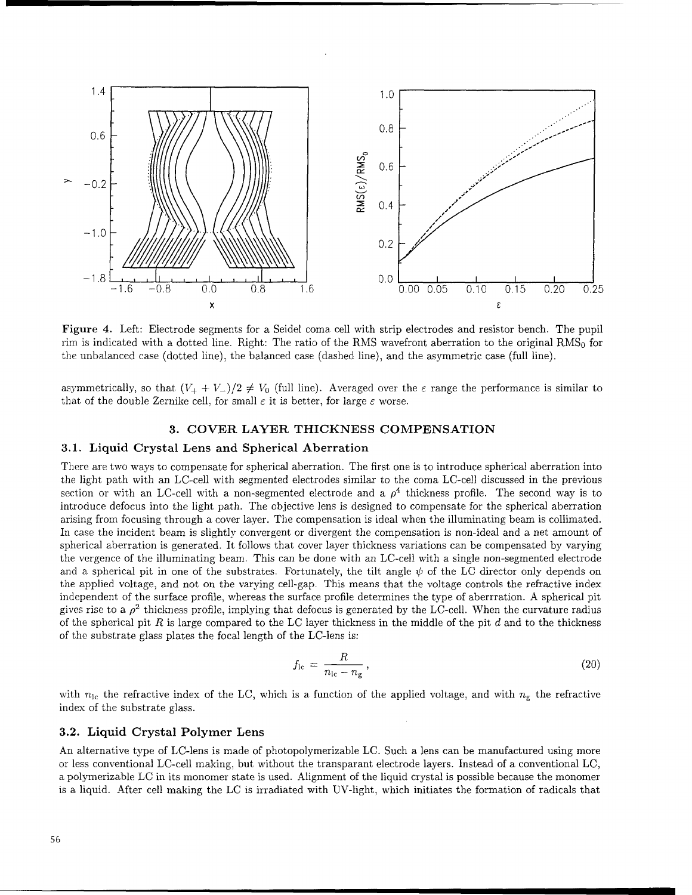**Figure 4.** Left: Electrode segments for a Seidel coma cell with strip electrodes and resistor bench. The pupil rim is indicated with a dotted line. Right: The ratio of the RMS wavefront aberration to the original $\text{RMS}_0$ for the unbalanced case (dotted line), the balanced case (dashed line), and the asymmetric case (full line).

asymmetrically, so that $(V_+ + V_-)/2 \neq V_0$ (full line). Averaged over the $\varepsilon$ range the performance is similar to that of the double Zernike cell, for small $\varepsilon$ it is better, for large $\varepsilon$ worse.

## 3. COVER LAYER THICKNESS COMPENSATION

### 3.1. Liquid Crystal Lens and Spherical Aberration

There are two ways to compensate for spherical aberration. The first one is to introduce spherical aberration into the light path with an LC-cell with segmented electrodes similar to the coma LC-cell discussed in the previous section or with an LC-cell with a non-segmented electrode and a $\rho^4$ thickness profile. The second way is to introduce defocus into the light path. The objective lens is designed to compensate for the spherical aberration arising from focusing through a cover layer. The compensation is ideal when the illuminating beam is collimated. In case the incident beam is slightly convergent or divergent the compensation is non-ideal and a net amount of spherical aberration is generated. It follows that cover layer thickness variations can be compensated by varying the vergence of the illuminating beam. This can be done with an LC-cell with a single non-segmented electrode and a spherical pit in one of the substrates. Fortunately, the tilt angle $\psi$ of the LC director only depends on the applied voltage, and not on the varying cell-gap. This means that the voltage controls the refractive index independent of the surface profile, whereas the surface profile determines the type of aberrration. A spherical pit gives rise to a $\rho^2$ thickness profile, implying that defocus is generated by the LC-cell. When the curvature radius of the spherical pit $R$ is large compared to the LC layer thickness in the middle of the pit $d$ and to the thickness of the substrate glass plates the focal length of the LC-lens is:

$$f_{\mathrm{lc}} = \frac{R}{n_{\mathrm{lc}} - n_{\mathrm{g}}}, \tag{20}$$

with $n_{\mathrm{lc}}$ the refractive index of the LC, which is a function of the applied voltage, and with $n_{\mathrm{g}}$ the refractive index of the substrate glass.

### 3.2. Liquid Crystal Polymer Lens

An alternative type of LC-lens is made of photopolymerizable LC. Such a lens can be manufactured using more or less conventional LC-cell making, but without the transparant electrode layers. Instead of a conventional LC, a polymerizable LC in its monomer state is used. Alignment of the liquid crystal is possible because the monomer is a liquid. After cell making the LC is irradiated with UV-light, which initiates the formation of radicals that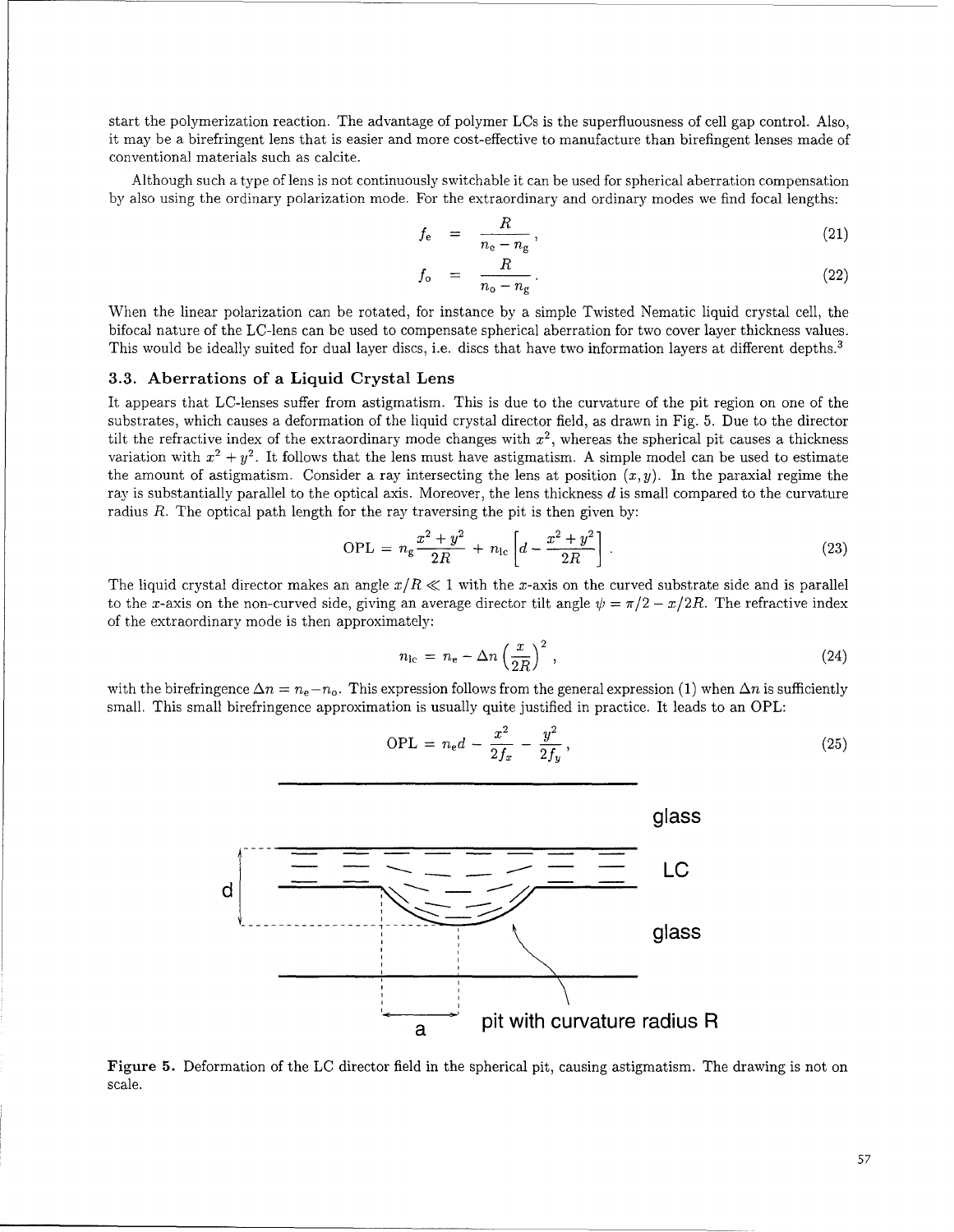start the polymerization reaction. The advantage of polymer LCs is the superfluousness of cell gap control. Also, it may be a birefringent lens that is easier and more cost-effective to manufacture than birefingent lenses made of conventional materials such as calcite.

Although such a type of lens is not continuously switchable it can be used for spherical aberration compensation by also using the ordinary polarization mode. For the extraordinary and ordinary modes we find focal lengths:

$$f_e = \frac{R}{n_e - n_g}, \tag{21}$$

$$f_o = \frac{R}{n_o - n_g}. \tag{22}$$

When the linear polarization can be rotated, for instance by a simple Twisted Nematic liquid crystal cell, the bifocal nature of the LC-lens can be used to compensate spherical aberration for two cover layer thickness values. This would be ideally suited for dual layer discs, i.e. discs that have two information layers at different depths.[3]

### 3.3. Aberrations of a Liquid Crystal Lens

It appears that LC-lenses suffer from astigmatism. This is due to the curvature of the pit region on one of the substrates, which causes a deformation of the liquid crystal director field, as drawn in Fig. 5. Due to the director tilt the refractive index of the extraordinary mode changes with $x^2$, whereas the spherical pit causes a thickness variation with $x^2 + y^2$. It follows that the lens must have astigmatism. A simple model can be used to estimate the amount of astigmatism. Consider a ray intersecting the lens at position $(x, y)$. In the paraxial regime the ray is substantially parallel to the optical axis. Moreover, the lens thickness $d$ is small compared to the curvature radius $R$. The optical path length for the ray traversing the pit is then given by:

$$\text{OPL} = n_g \frac{x^2 + y^2}{2R} + n_{lc}\left[d - \frac{x^2 + y^2}{2R}\right]. \tag{23}$$

The liquid crystal director makes an angle $x/R \ll 1$ with the $x$-axis on the curved substrate side and is parallel to the $x$-axis on the non-curved side, giving an average director tilt angle $\psi = \pi/2 - x/2R$. The refractive index of the extraordinary mode is then approximately:

$$n_{lc} = n_e - \Delta n \left(\frac{x}{2R}\right)^2, \tag{24}$$

with the birefringence $\Delta n = n_e - n_o$. This expression follows from the general expression (1) when $\Delta n$ is sufficiently small. This small birefringence approximation is usually quite justified in practice. It leads to an OPL:

$$\text{OPL} = n_e d - \frac{x^2}{2f_x} - \frac{y^2}{2f_y}, \tag{25}$$

**Figure 5.** Deformation of the LC director field in the spherical pit, causing astigmatism. The drawing is not on scale.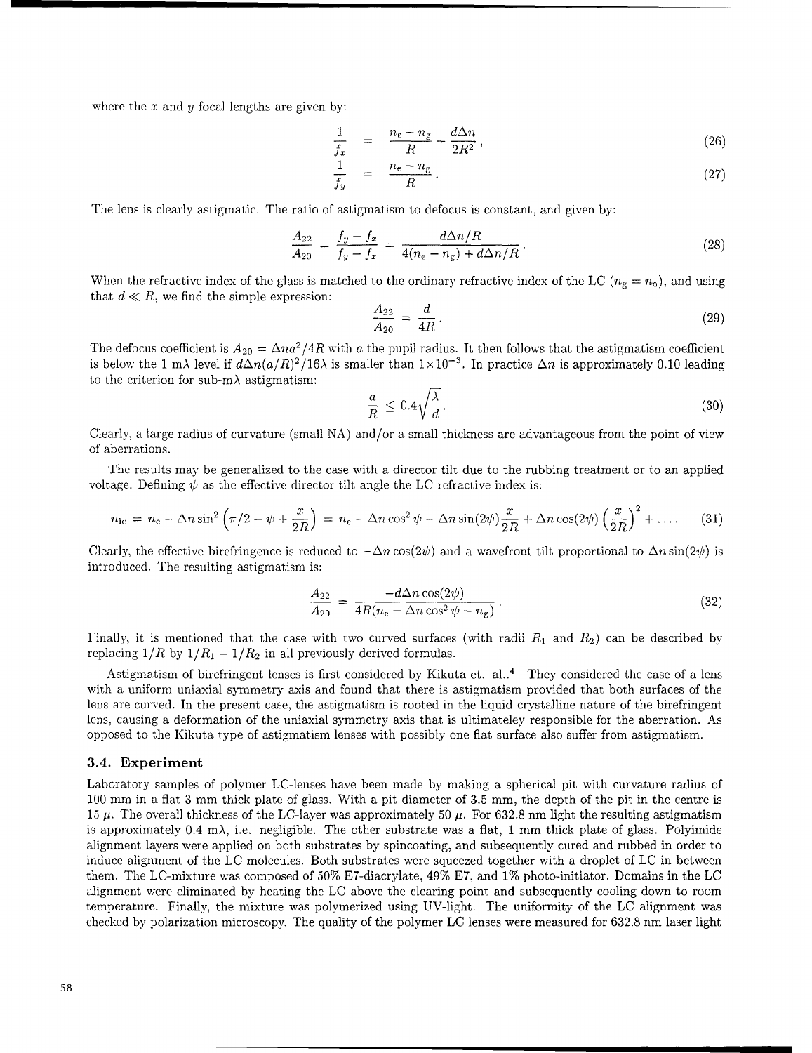where the $x$ and $y$ focal lengths are given by:

$$\frac{1}{f_x} = \frac{n_e - n_g}{R} + \frac{d\Delta n}{2R^2}, \tag{26}$$

$$\frac{1}{f_y} = \frac{n_e - n_g}{R}. \tag{27}$$

The lens is clearly astigmatic. The ratio of astigmatism to defocus is constant, and given by:

$$\frac{A_{22}}{A_{20}} = \frac{f_y - f_x}{f_y + f_x} = \frac{d\Delta n/R}{4(n_e - n_g) + d\Delta n/R}. \tag{28}$$

When the refractive index of the glass is matched to the ordinary refractive index of the LC ($n_g = n_o$), and using that $d \ll R$, we find the simple expression:

$$\frac{A_{22}}{A_{20}} = \frac{d}{4R}. \tag{29}$$

The defocus coefficient is $A_{20} = \Delta n a^2/4R$ with $a$ the pupil radius. It then follows that the astigmatism coefficient is below the 1 m$\lambda$ level if $d\Delta n(a/R)^2/16\lambda$ is smaller than $1\times10^{-3}$. In practice $\Delta n$ is approximately 0.10 leading to the criterion for sub-m$\lambda$ astigmatism:

$$\frac{a}{R} \leq 0.4\sqrt{\frac{\lambda}{d}}. \tag{30}$$

Clearly, a large radius of curvature (small NA) and/or a small thickness are advantageous from the point of view of aberrations.

The results may be generalized to the case with a director tilt due to the rubbing treatment or to an applied voltage. Defining $\psi$ as the effective director tilt angle the LC refractive index is:

$$n_{lc} = n_e - \Delta n \sin^2\left(\pi/2 - \psi + \frac{x}{2R}\right) = n_e - \Delta n \cos^2\psi - \Delta n \sin(2\psi)\frac{x}{2R} + \Delta n \cos(2\psi)\left(\frac{x}{2R}\right)^2 + \ldots. \tag{31}$$

Clearly, the effective birefringence is reduced to $-\Delta n \cos(2\psi)$ and a wavefront tilt proportional to $\Delta n \sin(2\psi)$ is introduced. The resulting astigmatism is:

$$\frac{A_{22}}{A_{20}} = \frac{-d\Delta n \cos(2\psi)}{4R(n_e - \Delta n \cos^2\psi - n_g)}. \tag{32}$$

Finally, it is mentioned that the case with two curved surfaces (with radii $R_1$ and $R_2$) can be described by replacing $1/R$ by $1/R_1 - 1/R_2$ in all previously derived formulas.

Astigmatism of birefringent lenses is first considered by Kikuta et. al..[4] They considered the case of a lens with a uniform uniaxial symmetry axis and found that there is astigmatism provided that both surfaces of the lens are curved. In the present case, the astigmatism is rooted in the liquid crystalline nature of the birefringent lens, causing a deformation of the uniaxial symmetry axis that is ultimateley responsible for the aberration. As opposed to the Kikuta type of astigmatism lenses with possibly one flat surface also suffer from astigmatism.

### 3.4. Experiment

Laboratory samples of polymer LC-lenses have been made by making a spherical pit with curvature radius of 100 mm in a flat 3 mm thick plate of glass. With a pit diameter of 3.5 mm, the depth of the pit in the centre is 15 $\mu$. The overall thickness of the LC-layer was approximately 50 $\mu$. For 632.8 nm light the resulting astigmatism is approximately 0.4 m$\lambda$, i.e. negligible. The other substrate was a flat, 1 mm thick plate of glass. Polyimide alignment layers were applied on both substrates by spincoating, and subsequently cured and rubbed in order to induce alignment of the LC molecules. Both substrates were squeezed together with a droplet of LC in between them. The LC-mixture was composed of 50% E7-diacrylate, 49% E7, and 1% photo-initiator. Domains in the LC alignment were eliminated by heating the LC above the clearing point and subsequently cooling down to room temperature. Finally, the mixture was polymerized using UV-light. The uniformity of the LC alignment was checked by polarization microscopy. The quality of the polymer LC lenses were measured for 632.8 nm laser light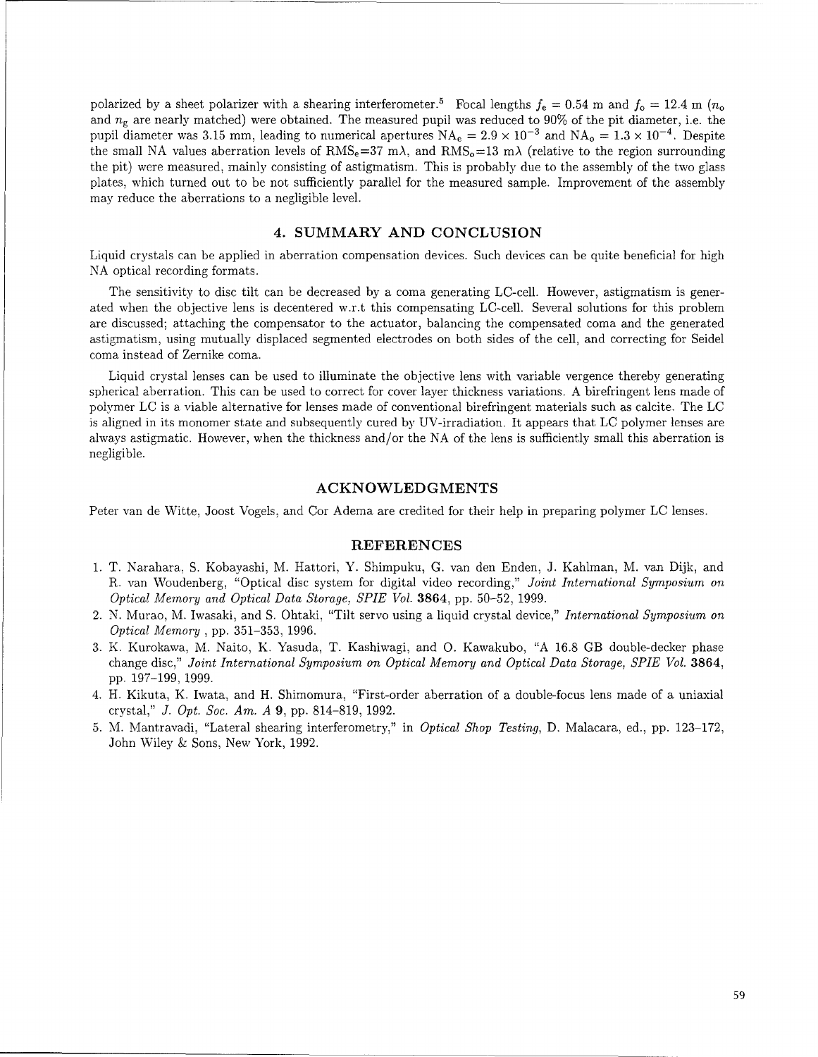polarized by a sheet polarizer with a shearing interferometer.[5] Focal lengths $f_e = 0.54$ m and $f_o = 12.4$ m ($n_o$ and $n_g$ are nearly matched) were obtained. The measured pupil was reduced to 90% of the pit diameter, i.e. the pupil diameter was 3.15 mm, leading to numerical apertures $NA_e = 2.9 \times 10^{-3}$ and $NA_o = 1.3 \times 10^{-4}$. Despite the small NA values aberration levels of $RMS_e$=37 m$\lambda$, and $RMS_o$=13 m$\lambda$ (relative to the region surrounding the pit) were measured, mainly consisting of astigmatism. This is probably due to the assembly of the two glass plates, which turned out to be not sufficiently parallel for the measured sample. Improvement of the assembly may reduce the aberrations to a negligible level.

## 4. SUMMARY AND CONCLUSION

Liquid crystals can be applied in aberration compensation devices. Such devices can be quite beneficial for high NA optical recording formats.

The sensitivity to disc tilt can be decreased by a coma generating LC-cell. However, astigmatism is generated when the objective lens is decentered w.r.t this compensating LC-cell. Several solutions for this problem are discussed; attaching the compensator to the actuator, balancing the compensated coma and the generated astigmatism, using mutually displaced segmented electrodes on both sides of the cell, and correcting for Seidel coma instead of Zernike coma.

Liquid crystal lenses can be used to illuminate the objective lens with variable vergence thereby generating spherical aberration. This can be used to correct for cover layer thickness variations. A birefringent lens made of polymer LC is a viable alternative for lenses made of conventional birefringent materials such as calcite. The LC is aligned in its monomer state and subsequently cured by UV-irradiation. It appears that LC polymer lenses are always astigmatic. However, when the thickness and/or the NA of the lens is sufficiently small this aberration is negligible.

## ACKNOWLEDGMENTS

Peter van de Witte, Joost Vogels, and Cor Adema are credited for their help in preparing polymer LC lenses.

## REFERENCES

1. T. Narahara, S. Kobayashi, M. Hattori, Y. Shimpuku, G. van den Enden, J. Kahlman, M. van Dijk, and R. van Woudenberg, "Optical disc system for digital video recording," *Joint International Symposium on Optical Memory and Optical Data Storage, SPIE Vol.* **3864**, pp. 50–52, 1999.
2. N. Murao, M. Iwasaki, and S. Ohtaki, "Tilt servo using a liquid crystal device," *International Symposium on Optical Memory* , pp. 351–353, 1996.
3. K. Kurokawa, M. Naito, K. Yasuda, T. Kashiwagi, and O. Kawakubo, "A 16.8 GB double-decker phase change disc," *Joint International Symposium on Optical Memory and Optical Data Storage, SPIE Vol.* **3864**, pp. 197–199, 1999.
4. H. Kikuta, K. Iwata, and H. Shimomura, "First-order aberration of a double-focus lens made of a uniaxial crystal," *J. Opt. Soc. Am. A* **9**, pp. 814–819, 1992.
5. M. Mantravadi, "Lateral shearing interferometry," in *Optical Shop Testing*, D. Malacara, ed., pp. 123–172, John Wiley & Sons, New York, 1992.